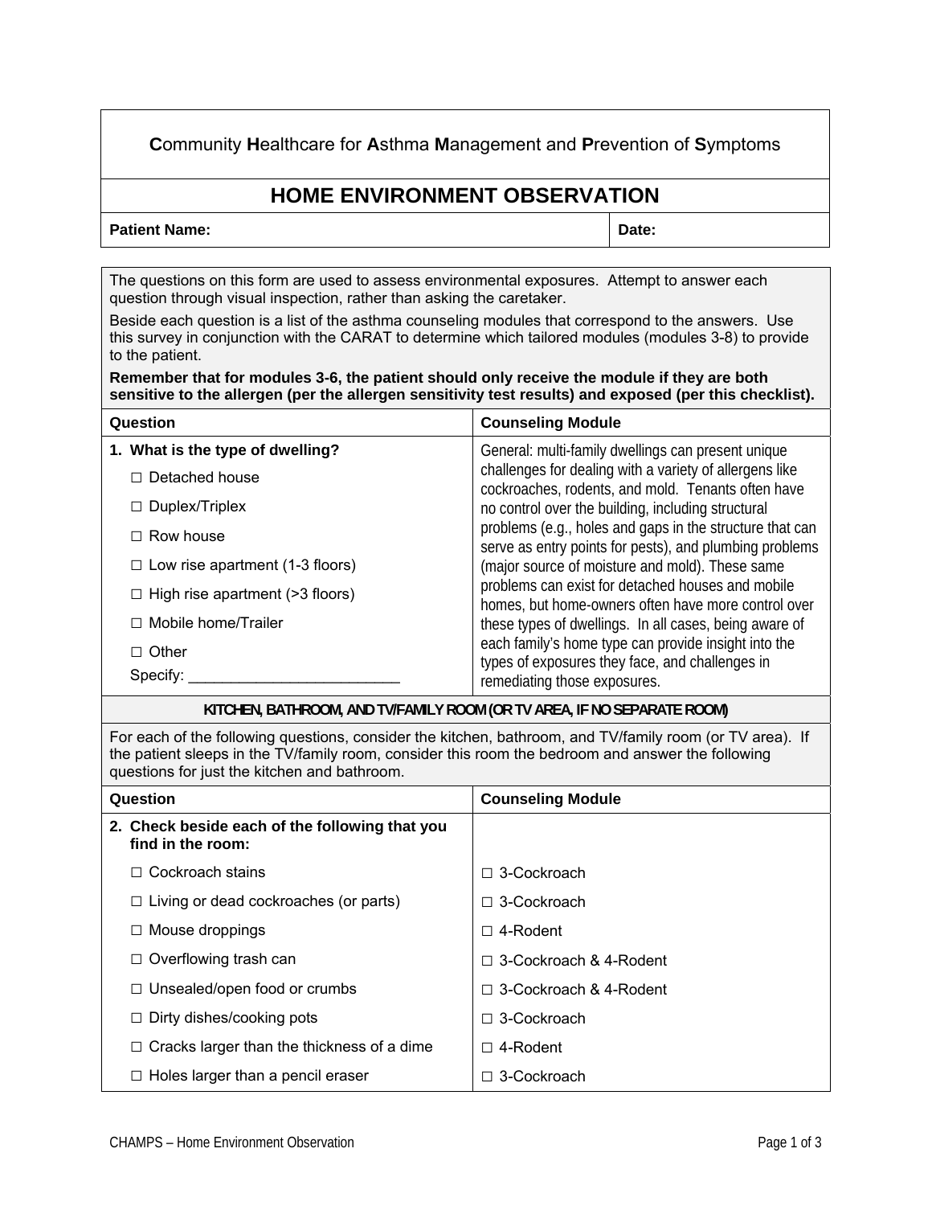**C**ommunity **H**ealthcare for **A**sthma **M**anagement and **P**revention of **S**ymptoms

# HOME ENVIRONMENT OBSERVATION

| **Patient Name:** | **Date:** |
|---|---|

The questions on this form are used to assess environmental exposures. Attempt to answer each question through visual inspection, rather than asking the caretaker.

Beside each question is a list of the asthma counseling modules that correspond to the answers. Use this survey in conjunction with the CARAT to determine which tailored modules (modules 3-8) to provide to the patient.

**Remember that for modules 3-6, the patient should only receive the module if they are both sensitive to the allergen (per the allergen sensitivity test results) and exposed (per this checklist).**

| Question | Counseling Module |
|---|---|
| **1. What is the type of dwelling?**<br>☐ Detached house<br>☐ Duplex/Triplex<br>☐ Row house<br>☐ Low rise apartment (1-3 floors)<br>☐ High rise apartment (>3 floors)<br>☐ Mobile home/Trailer<br>☐ Other<br>Specify: _________________________ | General: multi-family dwellings can present unique challenges for dealing with a variety of allergens like cockroaches, rodents, and mold. Tenants often have no control over the building, including structural problems (e.g., holes and gaps in the structure that can serve as entry points for pests), and plumbing problems (major source of moisture and mold). These same problems can exist for detached houses and mobile homes, but home-owners often have more control over these types of dwellings. In all cases, being aware of each family's home type can provide insight into the types of exposures they face, and challenges in remediating those exposures. |

## KITCHEN, BATHROOM, AND TV/FAMILY ROOM (OR TV AREA, IF NO SEPARATE ROOM)

For each of the following questions, consider the kitchen, bathroom, and TV/family room (or TV area). If the patient sleeps in the TV/family room, consider this room the bedroom and answer the following questions for just the kitchen and bathroom.

| Question | Counseling Module |
|---|---|
| **2. Check beside each of the following that you find in the room:** | |
| ☐ Cockroach stains | ☐ 3-Cockroach |
| ☐ Living or dead cockroaches (or parts) | ☐ 3-Cockroach |
| ☐ Mouse droppings | ☐ 4-Rodent |
| ☐ Overflowing trash can | ☐ 3-Cockroach & 4-Rodent |
| ☐ Unsealed/open food or crumbs | ☐ 3-Cockroach & 4-Rodent |
| ☐ Dirty dishes/cooking pots | ☐ 3-Cockroach |
| ☐ Cracks larger than the thickness of a dime | ☐ 4-Rodent |
| ☐ Holes larger than a pencil eraser | ☐ 3-Cockroach |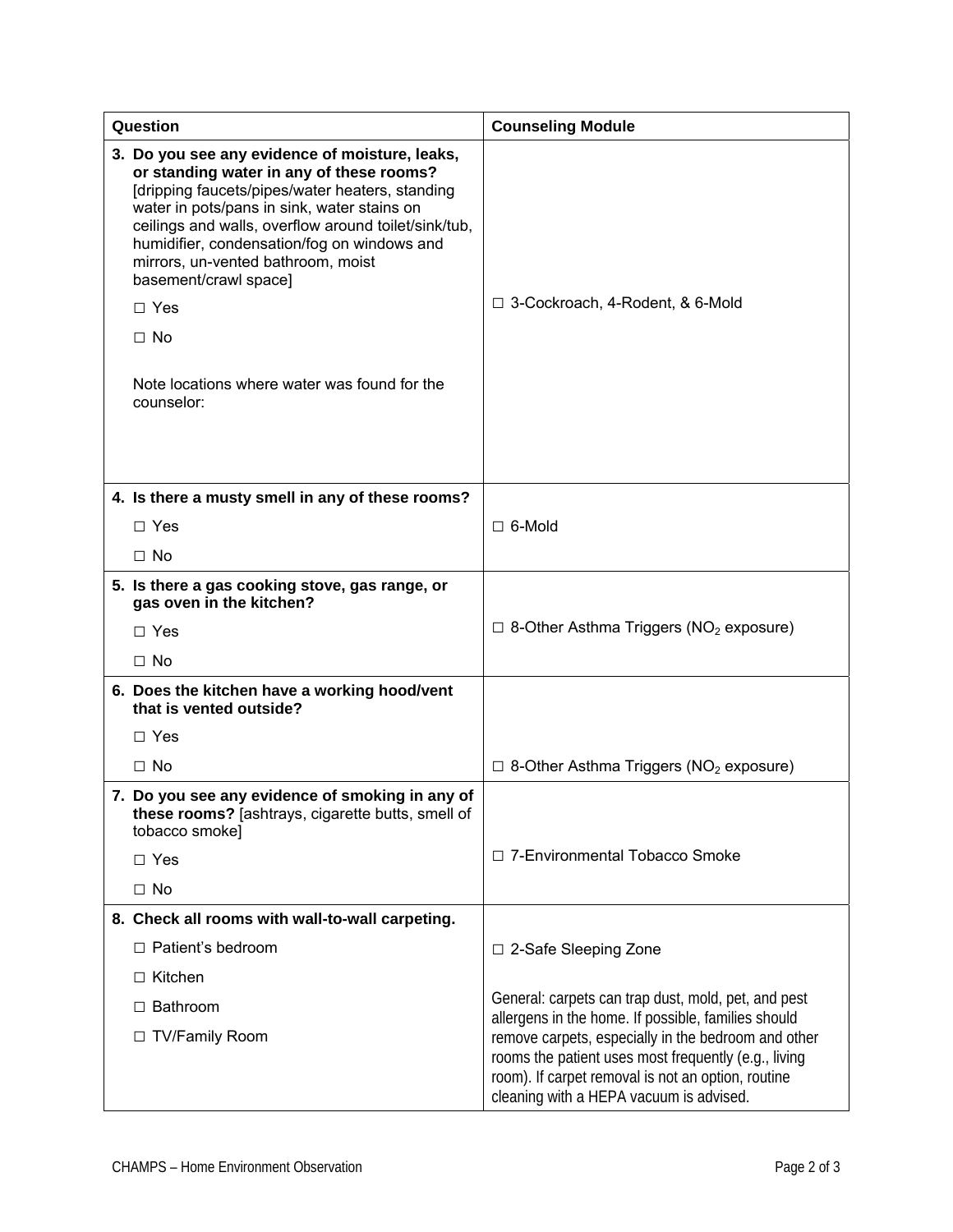| Question | Counseling Module |
| --- | --- |
| **3. Do you see any evidence of moisture, leaks, or standing water in any of these rooms?** [dripping faucets/pipes/water heaters, standing water in pots/pans in sink, water stains on ceilings and walls, overflow around toilet/sink/tub, humidifier, condensation/fog on windows and mirrors, un-vented bathroom, moist basement/crawl space]<br>☐ Yes<br>☐ No<br><br>Note locations where water was found for the counselor: | ☐ 3-Cockroach, 4-Rodent, & 6-Mold |
| **4. Is there a musty smell in any of these rooms?**<br>☐ Yes<br>☐ No | ☐ 6-Mold |
| **5. Is there a gas cooking stove, gas range, or gas oven in the kitchen?**<br>☐ Yes<br>☐ No | ☐ 8-Other Asthma Triggers ($NO_2$ exposure) |
| **6. Does the kitchen have a working hood/vent that is vented outside?**<br>☐ Yes<br>☐ No | ☐ 8-Other Asthma Triggers ($NO_2$ exposure) |
| **7. Do you see any evidence of smoking in any of these rooms?** [ashtrays, cigarette butts, smell of tobacco smoke]<br>☐ Yes<br>☐ No | ☐ 7-Environmental Tobacco Smoke |
| **8. Check all rooms with wall-to-wall carpeting.**<br>☐ Patient's bedroom<br>☐ Kitchen<br>☐ Bathroom<br>☐ TV/Family Room | ☐ 2-Safe Sleeping Zone<br><br>General: carpets can trap dust, mold, pet, and pest allergens in the home. If possible, families should remove carpets, especially in the bedroom and other rooms the patient uses most frequently (e.g., living room). If carpet removal is not an option, routine cleaning with a HEPA vacuum is advised. |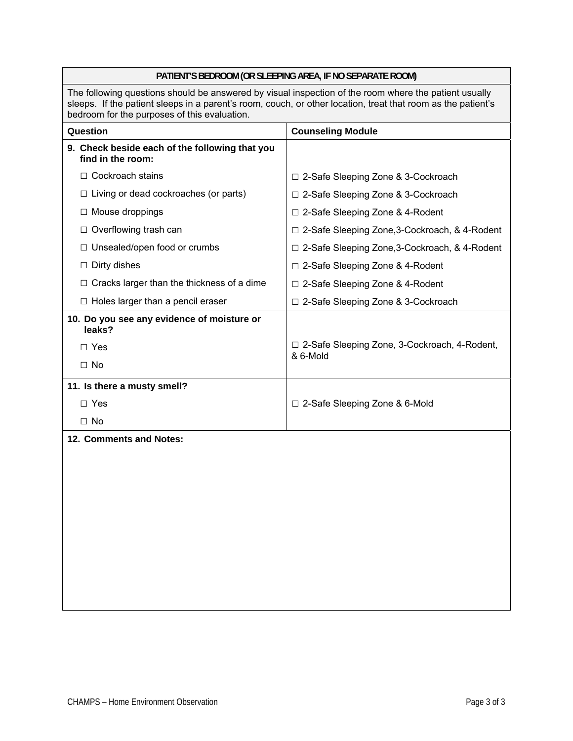## PATIENT'S BEDROOM (OR SLEEPING AREA, IF NO SEPARATE ROOM)

The following questions should be answered by visual inspection of the room where the patient usually sleeps. If the patient sleeps in a parent's room, couch, or other location, treat that room as the patient's bedroom for the purposes of this evaluation.

| Question | Counseling Module |
|---|---|
| **9. Check beside each of the following that you find in the room:** | |
| ☐ Cockroach stains | ☐ 2-Safe Sleeping Zone & 3-Cockroach |
| ☐ Living or dead cockroaches (or parts) | ☐ 2-Safe Sleeping Zone & 3-Cockroach |
| ☐ Mouse droppings | ☐ 2-Safe Sleeping Zone & 4-Rodent |
| ☐ Overflowing trash can | ☐ 2-Safe Sleeping Zone,3-Cockroach, & 4-Rodent |
| ☐ Unsealed/open food or crumbs | ☐ 2-Safe Sleeping Zone,3-Cockroach, & 4-Rodent |
| ☐ Dirty dishes | ☐ 2-Safe Sleeping Zone & 4-Rodent |
| ☐ Cracks larger than the thickness of a dime | ☐ 2-Safe Sleeping Zone & 4-Rodent |
| ☐ Holes larger than a pencil eraser | ☐ 2-Safe Sleeping Zone & 3-Cockroach |
| **10. Do you see any evidence of moisture or leaks?** ☐ Yes ☐ No | ☐ 2-Safe Sleeping Zone, 3-Cockroach, 4-Rodent, & 6-Mold |
| **11. Is there a musty smell?** ☐ Yes ☐ No | ☐ 2-Safe Sleeping Zone & 6-Mold |

**12. Comments and Notes:**